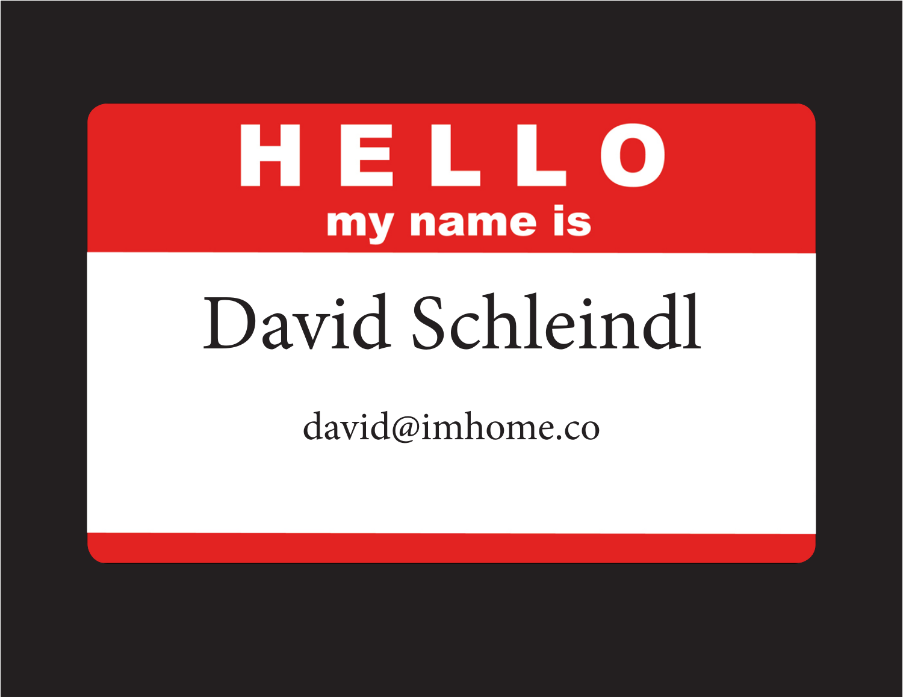# HELLO

**my name is**

## David Schleindl

david@imhome.co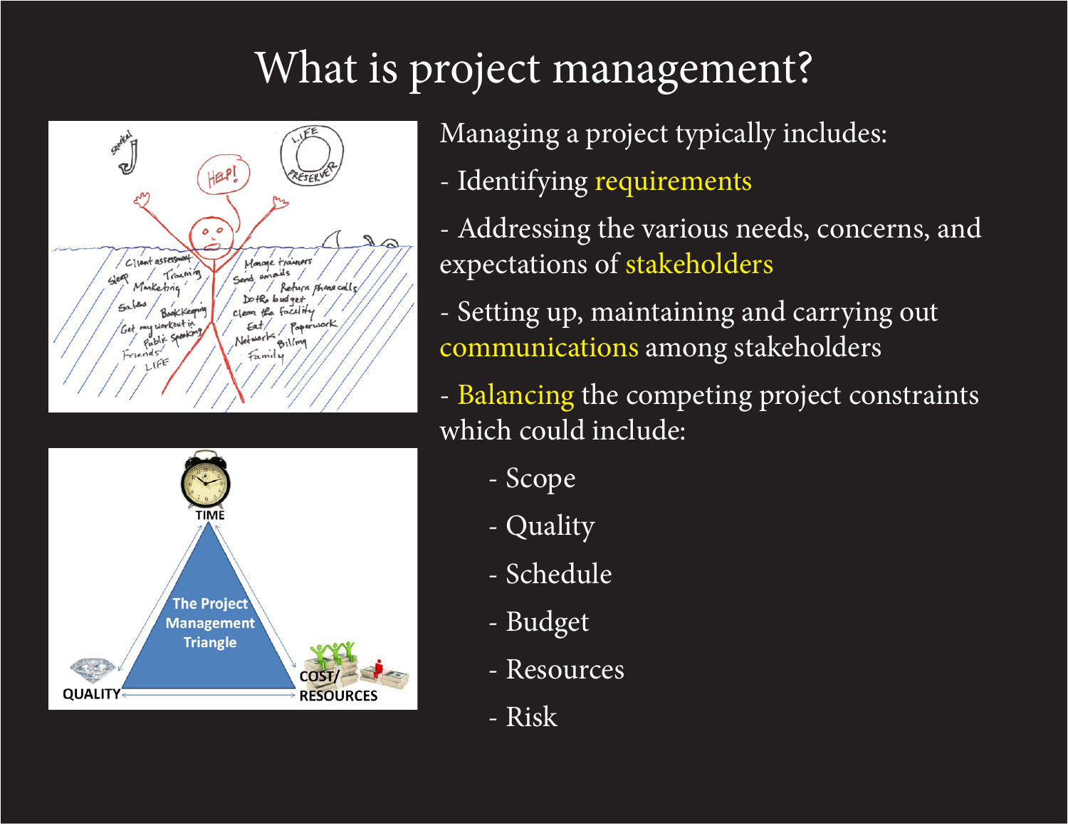# What is project management?

Managing a project typically includes:

- Identifying requirements
- Addressing the various needs, concerns, and expectations of stakeholders
- Setting up, maintaining and carrying out communications among stakeholders
- Balancing the competing project constraints which could include:
    - Scope
    - Quality
    - Schedule
    - Budget
    - Resources
    - Risk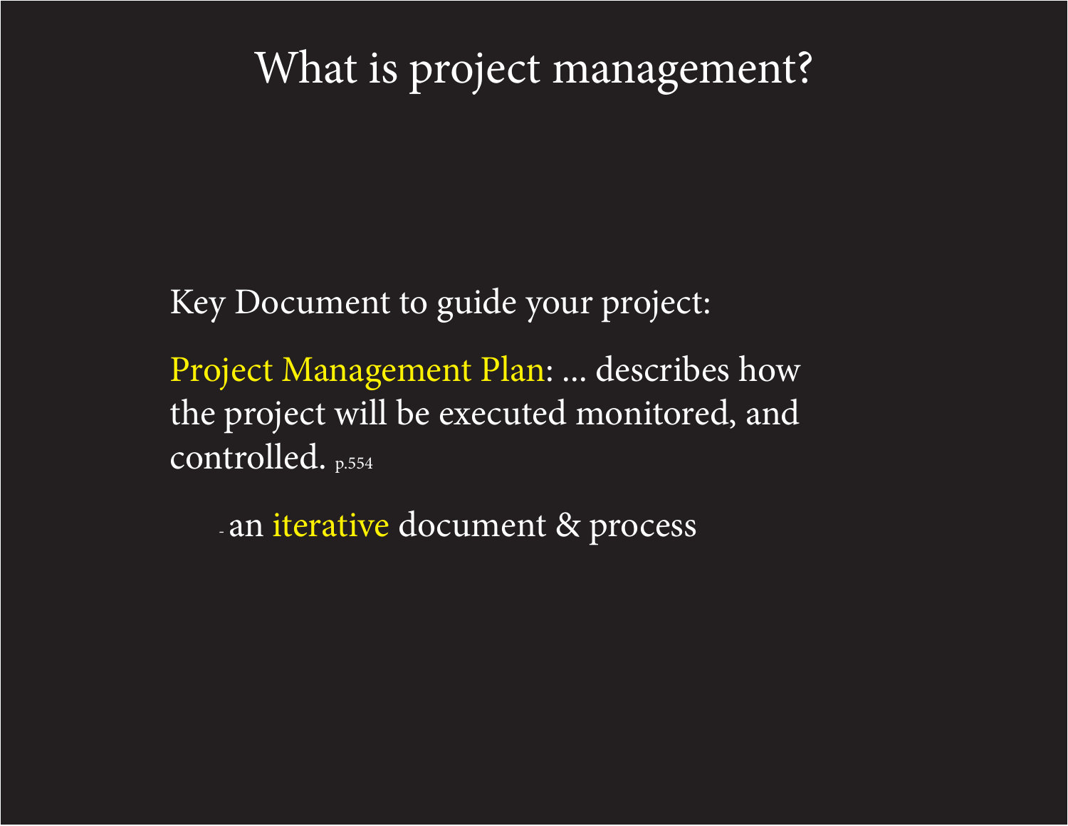# What is project management?

Key Document to guide your project:

Project Management Plan: ... describes how the project will be executed monitored, and controlled. p.554

- an iterative document & process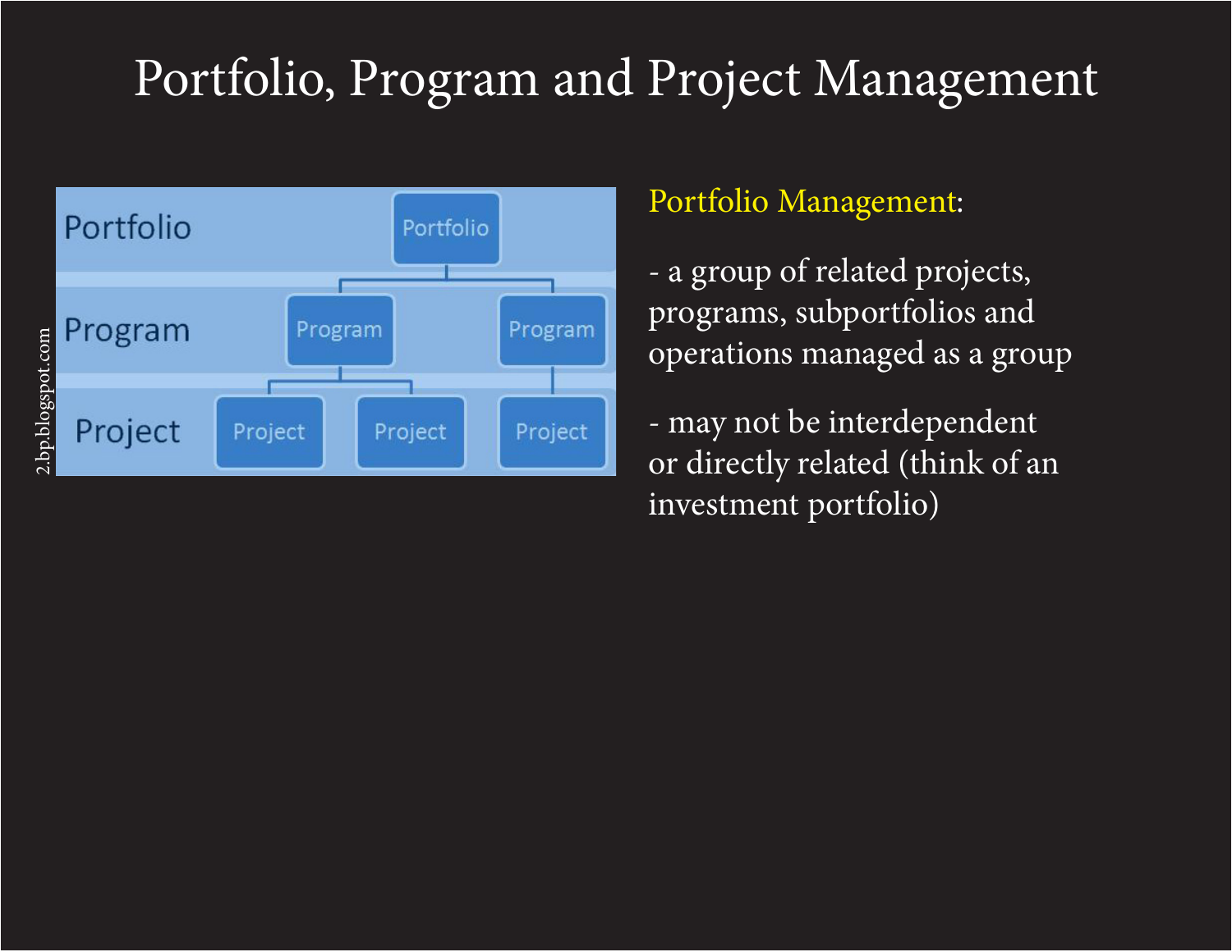# Portfolio, Program and Project Management

Portfolio Management:

- a group of related projects, programs, subportfolios and operations managed as a group

- may not be interdependent or directly related (think of an investment portfolio)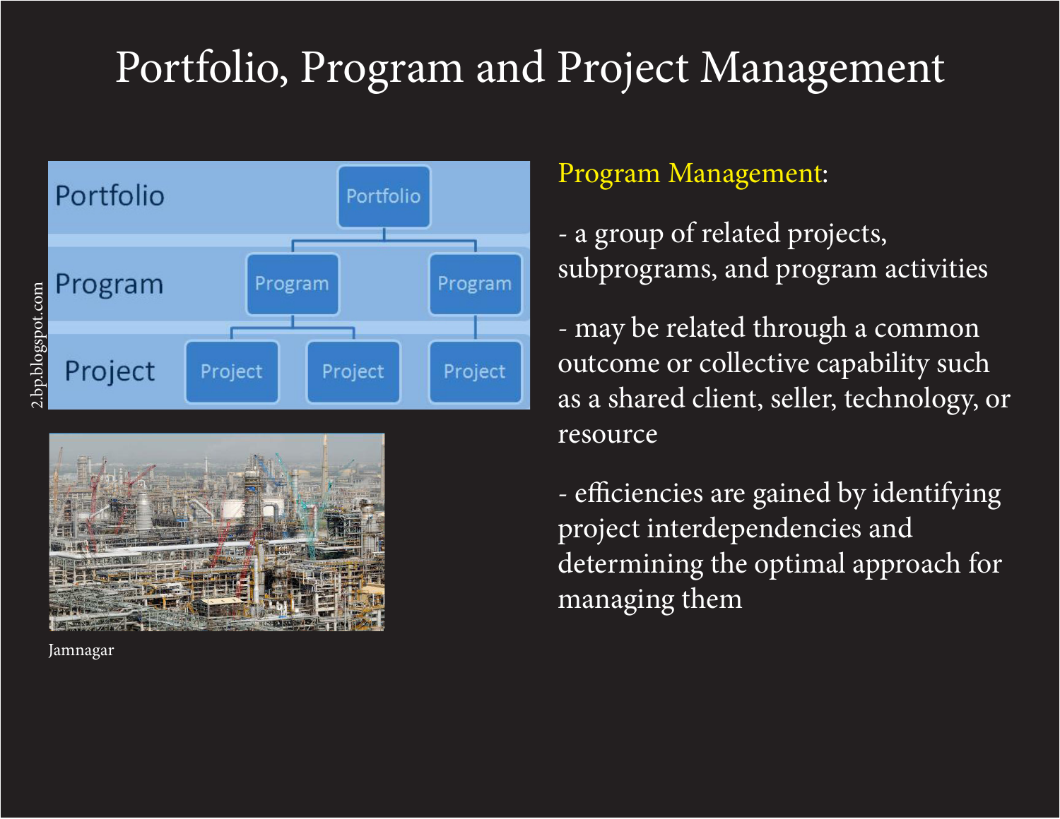# Portfolio, Program and Project Management

2.bp.blogspot.com

Jamnagar

Program Management:

- a group of related projects, subprograms, and program activities

- may be related through a common outcome or collective capability such as a shared client, seller, technology, or resource

- efficiencies are gained by identifying project interdependencies and determining the optimal approach for managing them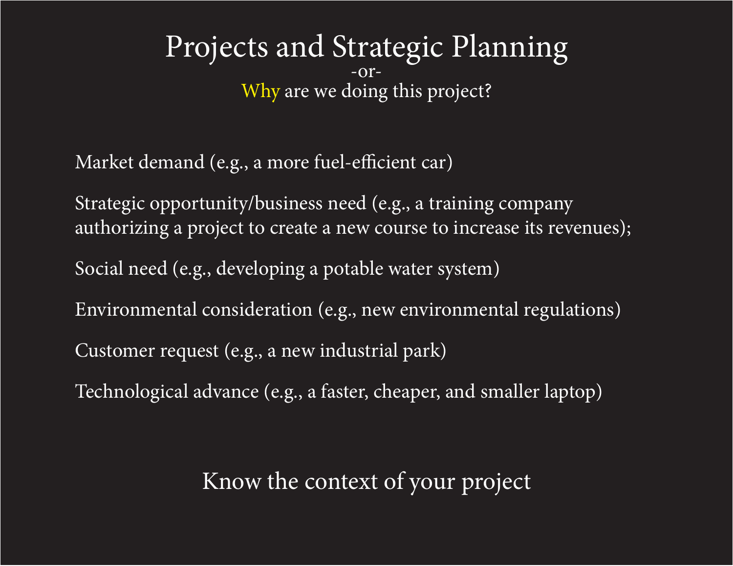# Projects and Strategic Planning

-or-

Why are we doing this project?

Market demand (e.g., a more fuel-efficient car)

Strategic opportunity/business need (e.g., a training company authorizing a project to create a new course to increase its revenues);

Social need (e.g., developing a potable water system)

Environmental consideration (e.g., new environmental regulations)

Customer request (e.g., a new industrial park)

Technological advance (e.g., a faster, cheaper, and smaller laptop)

Know the context of your project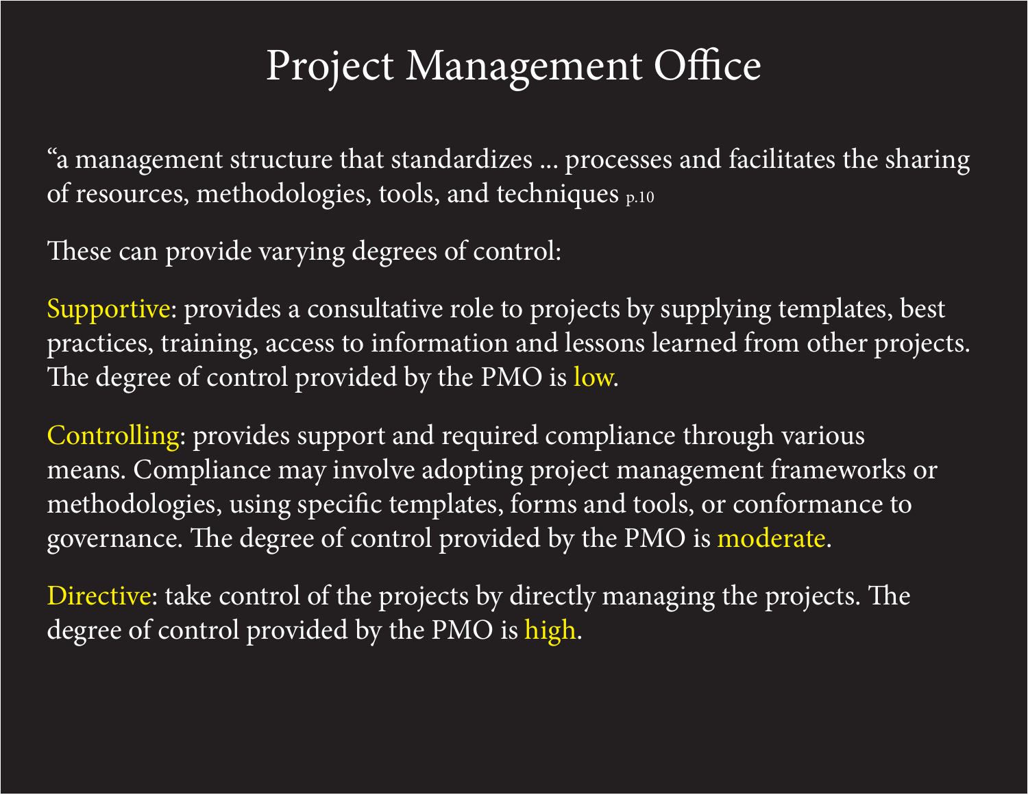# Project Management Office

"a management structure that standardizes ... processes and facilitates the sharing of resources, methodologies, tools, and techniques p.10

These can provide varying degrees of control:

Supportive: provides a consultative role to projects by supplying templates, best practices, training, access to information and lessons learned from other projects. The degree of control provided by the PMO is low.

Controlling: provides support and required compliance through various means. Compliance may involve adopting project management frameworks or methodologies, using specific templates, forms and tools, or conformance to governance. The degree of control provided by the PMO is moderate.

Directive: take control of the projects by directly managing the projects. The degree of control provided by the PMO is high.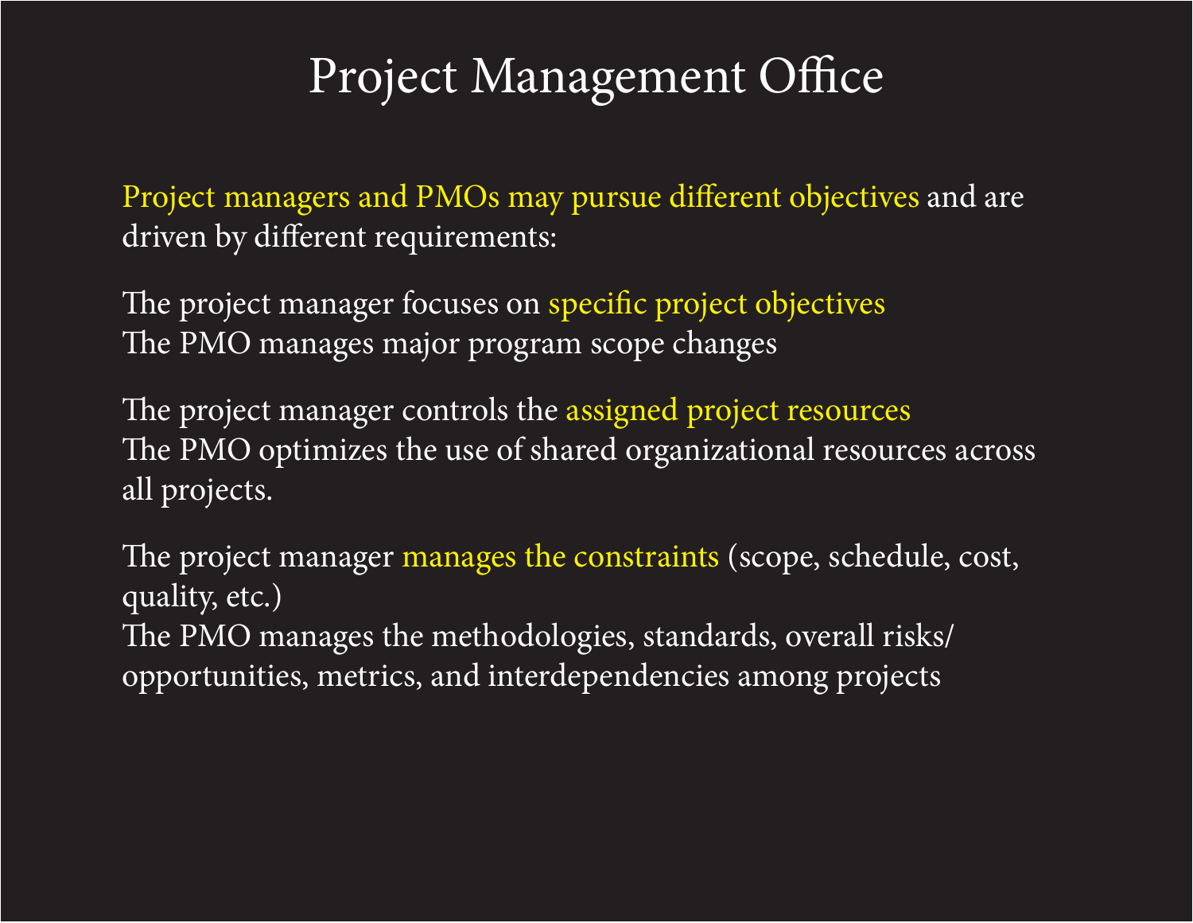# Project Management Office

Project managers and PMOs may pursue different objectives and are driven by different requirements:

The project manager focuses on specific project objectives
The PMO manages major program scope changes

The project manager controls the assigned project resources
The PMO optimizes the use of shared organizational resources across all projects.

The project manager manages the constraints (scope, schedule, cost, quality, etc.)
The PMO manages the methodologies, standards, overall risks/opportunities, metrics, and interdependencies among projects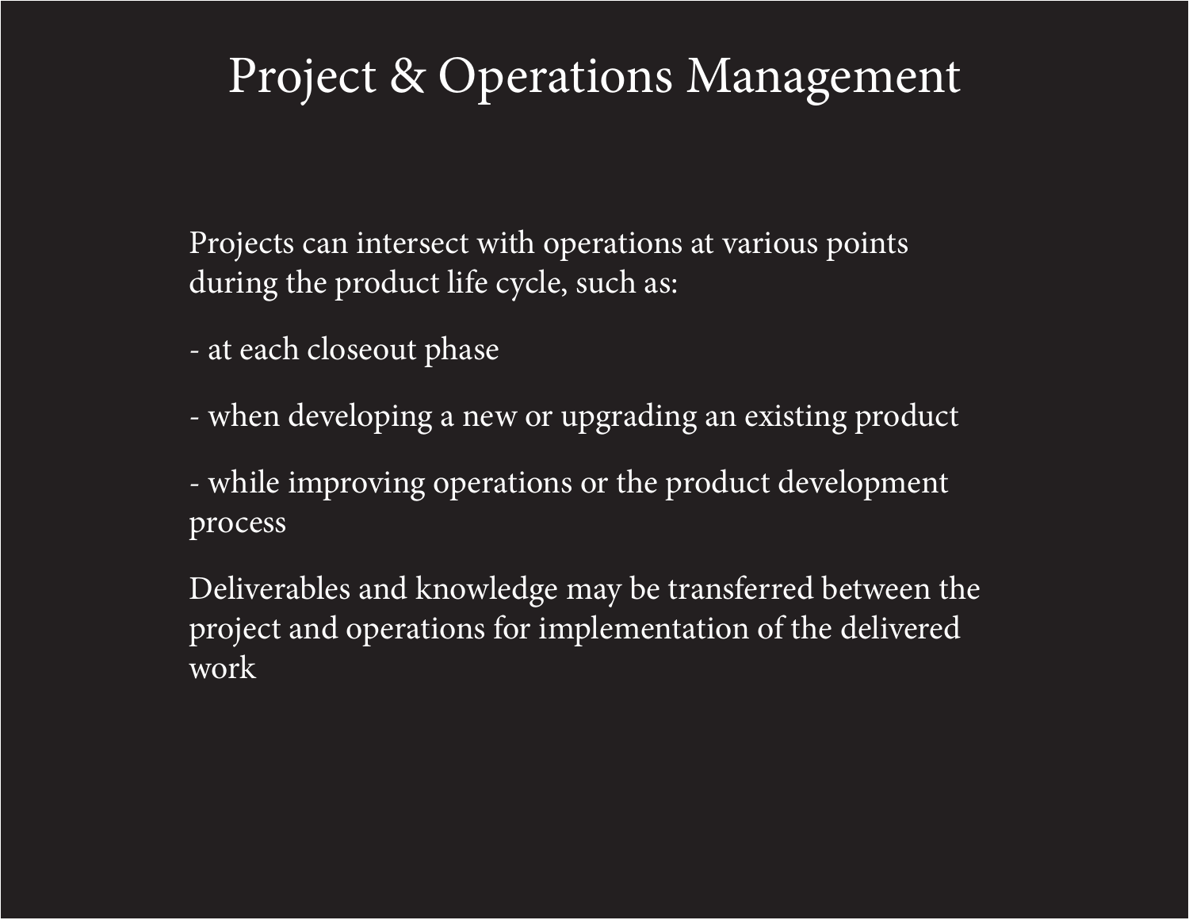# Project & Operations Management

Projects can intersect with operations at various points during the product life cycle, such as:

- at each closeout phase

- when developing a new or upgrading an existing product

- while improving operations or the product development process

Deliverables and knowledge may be transferred between the project and operations for implementation of the delivered work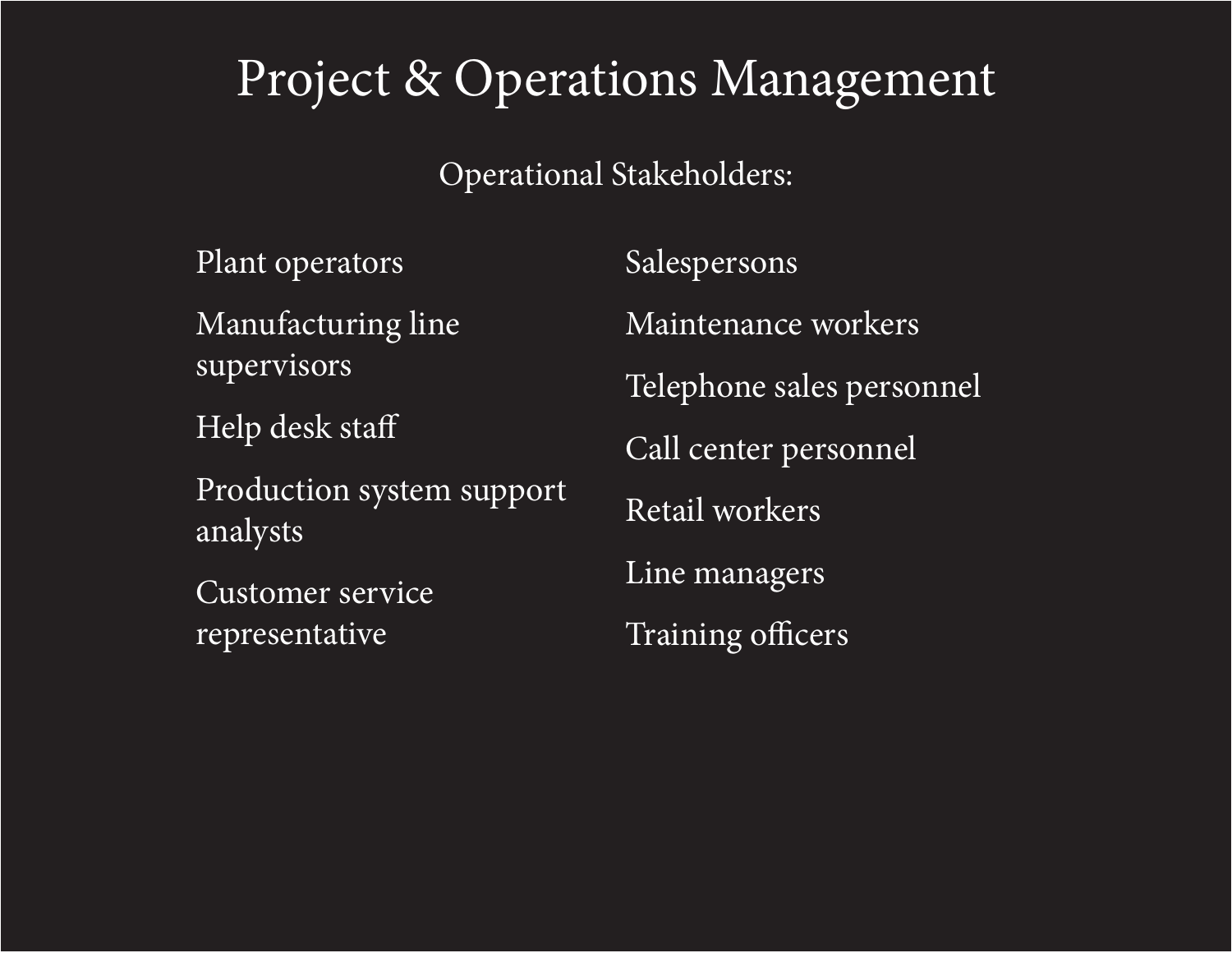# Project & Operations Management

## Operational Stakeholders:

- Plant operators
- Manufacturing line supervisors
- Help desk staff
- Production system support analysts
- Customer service representative
- Salespersons
- Maintenance workers
- Telephone sales personnel
- Call center personnel
- Retail workers
- Line managers
- Training officers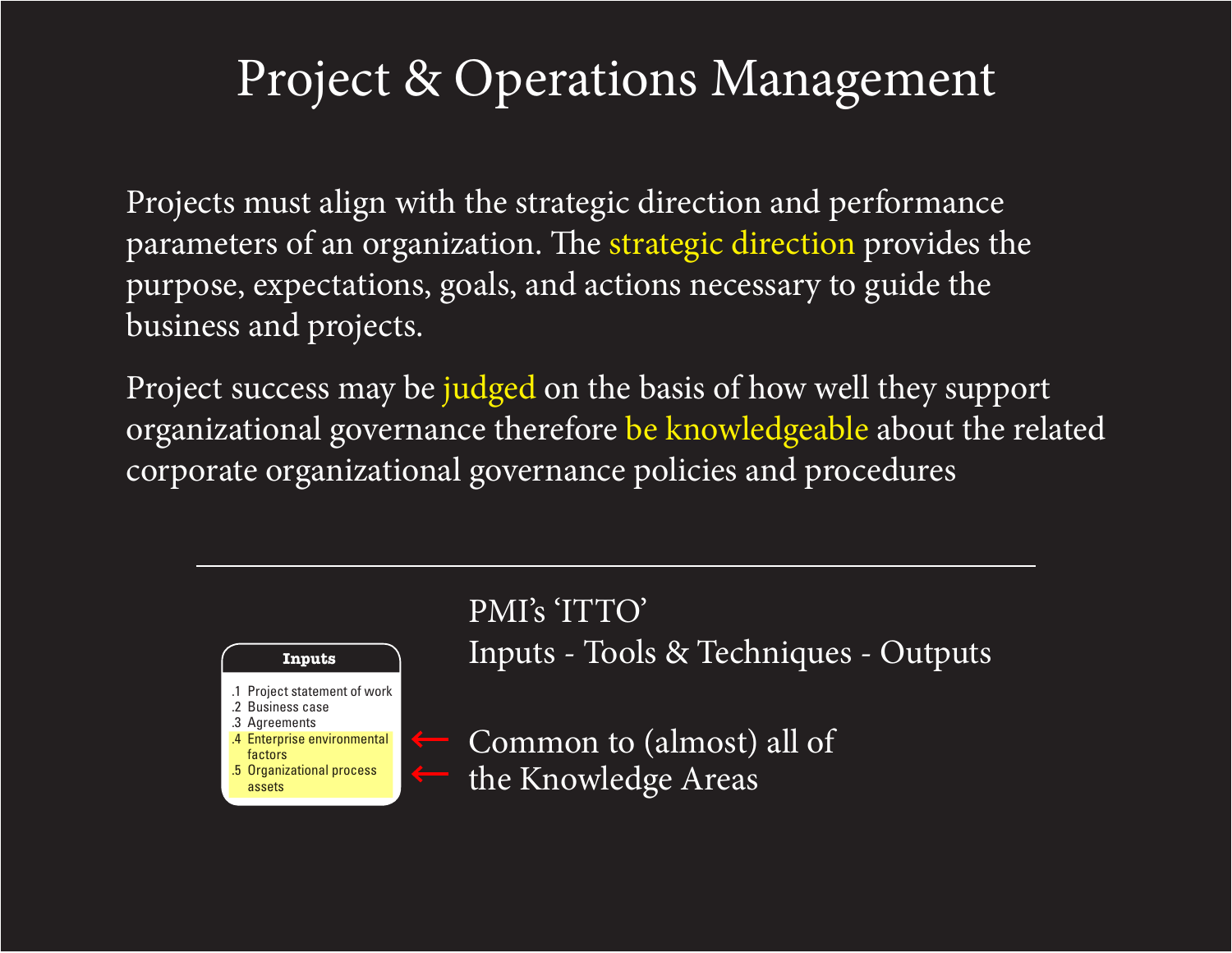# Project & Operations Management

Projects must align with the strategic direction and performance parameters of an organization. The strategic direction provides the purpose, expectations, goals, and actions necessary to guide the business and projects.

Project success may be judged on the basis of how well they support organizational governance therefore be knowledgeable about the related corporate organizational governance policies and procedures

---

**Inputs**

.1 Project statement of work
.2 Business case
.3 Agreements
.4 Enterprise environmental factors
.5 Organizational process assets

PMI's 'ITTO'
Inputs - Tools & Techniques - Outputs

← Common to (almost) all of the Knowledge Areas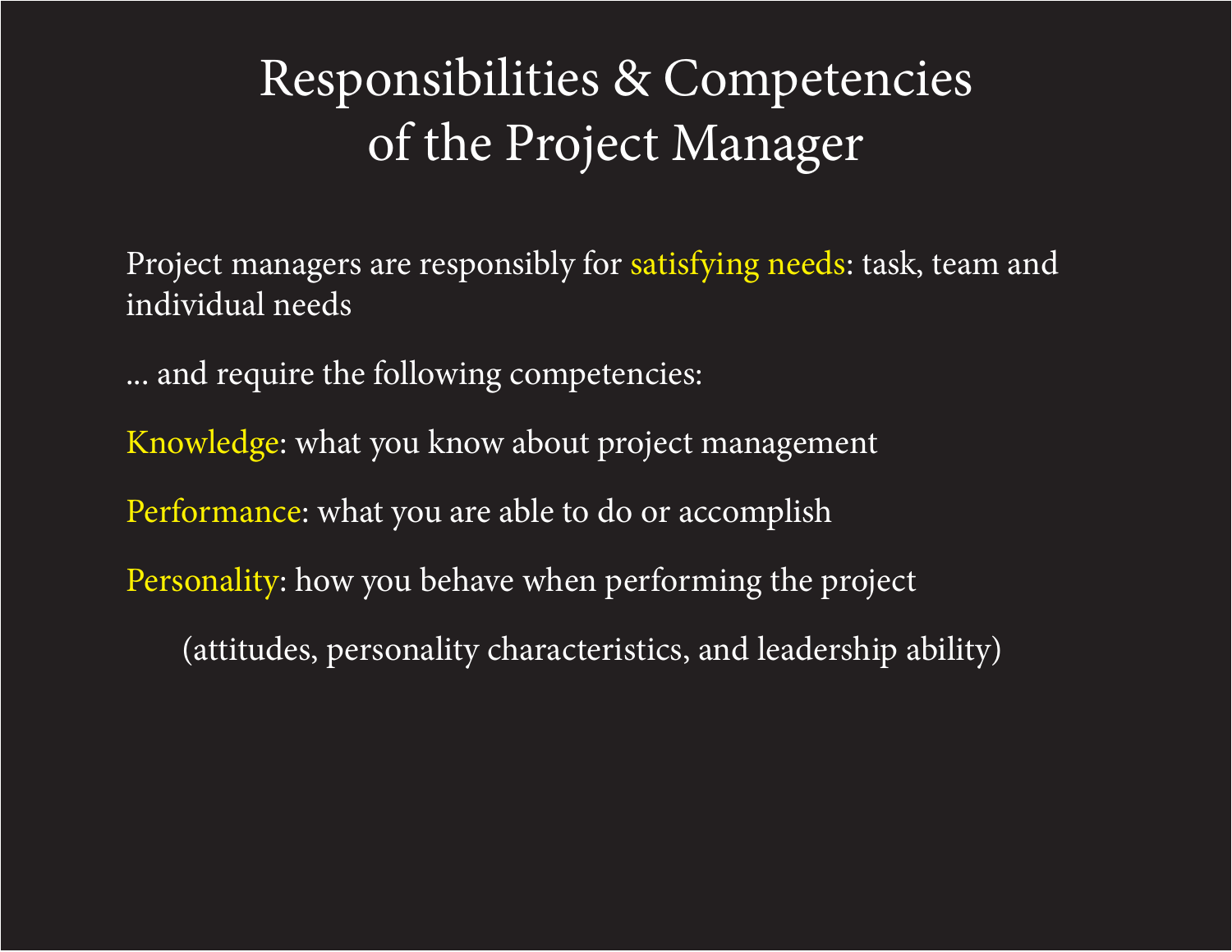# Responsibilities & Competencies of the Project Manager

Project managers are responsibly for satisfying needs: task, team and individual needs

... and require the following competencies:

Knowledge: what you know about project management

Performance: what you are able to do or accomplish

Personality: how you behave when performing the project

(attitudes, personality characteristics, and leadership ability)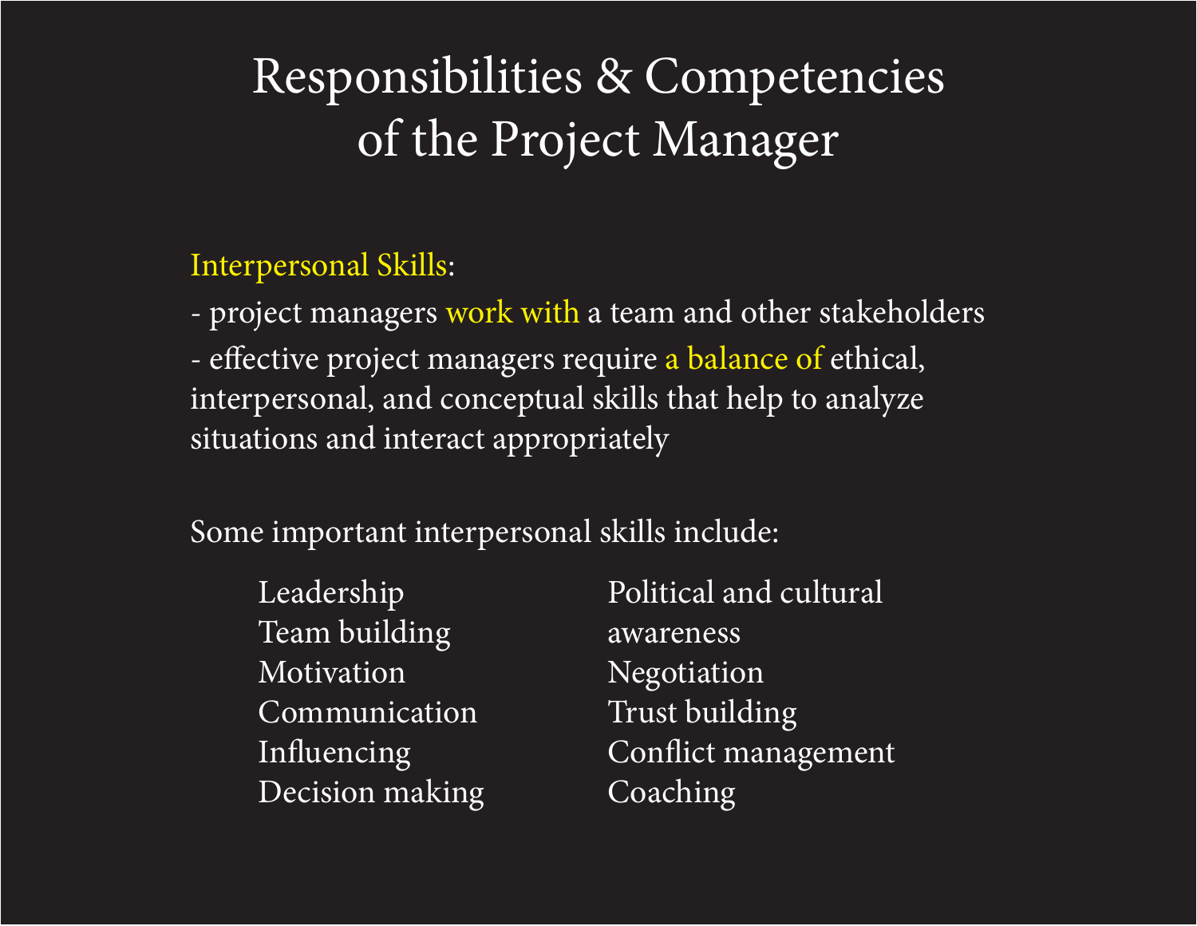# Responsibilities & Competencies of the Project Manager

Interpersonal Skills:

- project managers work with a team and other stakeholders
- effective project managers require a balance of ethical, interpersonal, and conceptual skills that help to analyze situations and interact appropriately

Some important interpersonal skills include:

- Leadership
- Team building
- Motivation
- Communication
- Influencing
- Decision making
- Political and cultural awareness
- Negotiation
- Trust building
- Conflict management
- Coaching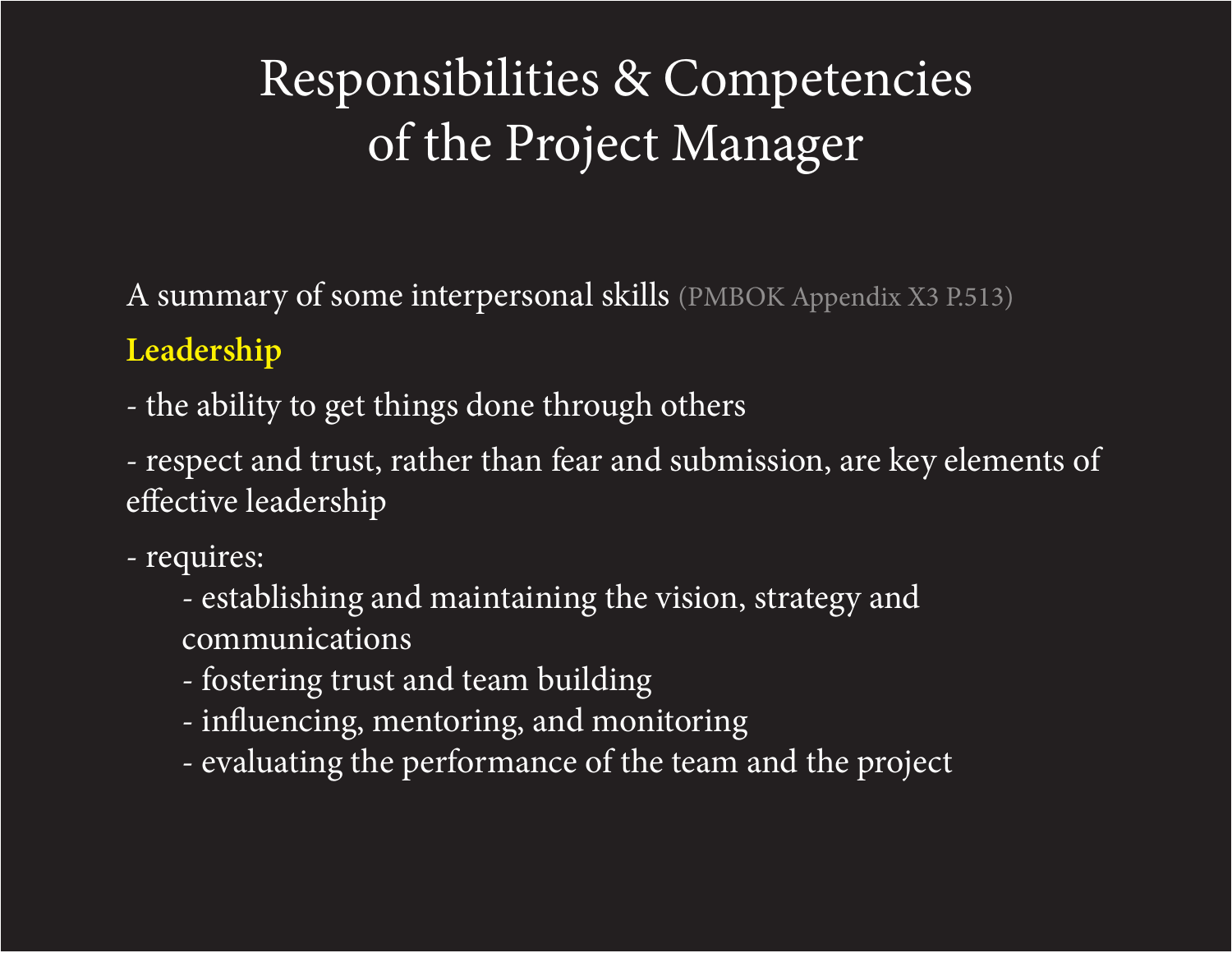# Responsibilities & Competencies of the Project Manager

A summary of some interpersonal skills (PMBOK Appendix X3 P.513)

**Leadership**

- the ability to get things done through others
- respect and trust, rather than fear and submission, are key elements of effective leadership
- requires:
  - establishing and maintaining the vision, strategy and communications
  - fostering trust and team building
  - influencing, mentoring, and monitoring
  - evaluating the performance of the team and the project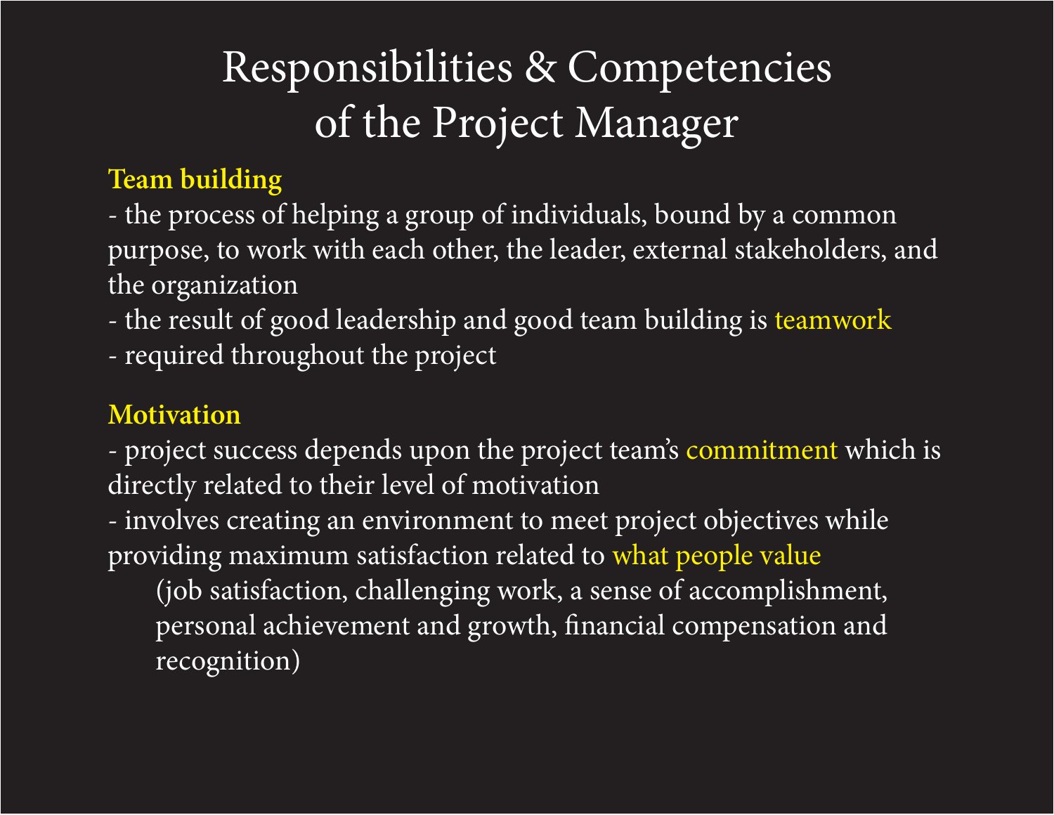# Responsibilities & Competencies of the Project Manager

**Team building**

- the process of helping a group of individuals, bound by a common purpose, to work with each other, the leader, external stakeholders, and the organization
- the result of good leadership and good team building is teamwork
- required throughout the project

**Motivation**

- project success depends upon the project team's commitment which is directly related to their level of motivation
- involves creating an environment to meet project objectives while providing maximum satisfaction related to what people value
  (job satisfaction, challenging work, a sense of accomplishment, personal achievement and growth, financial compensation and recognition)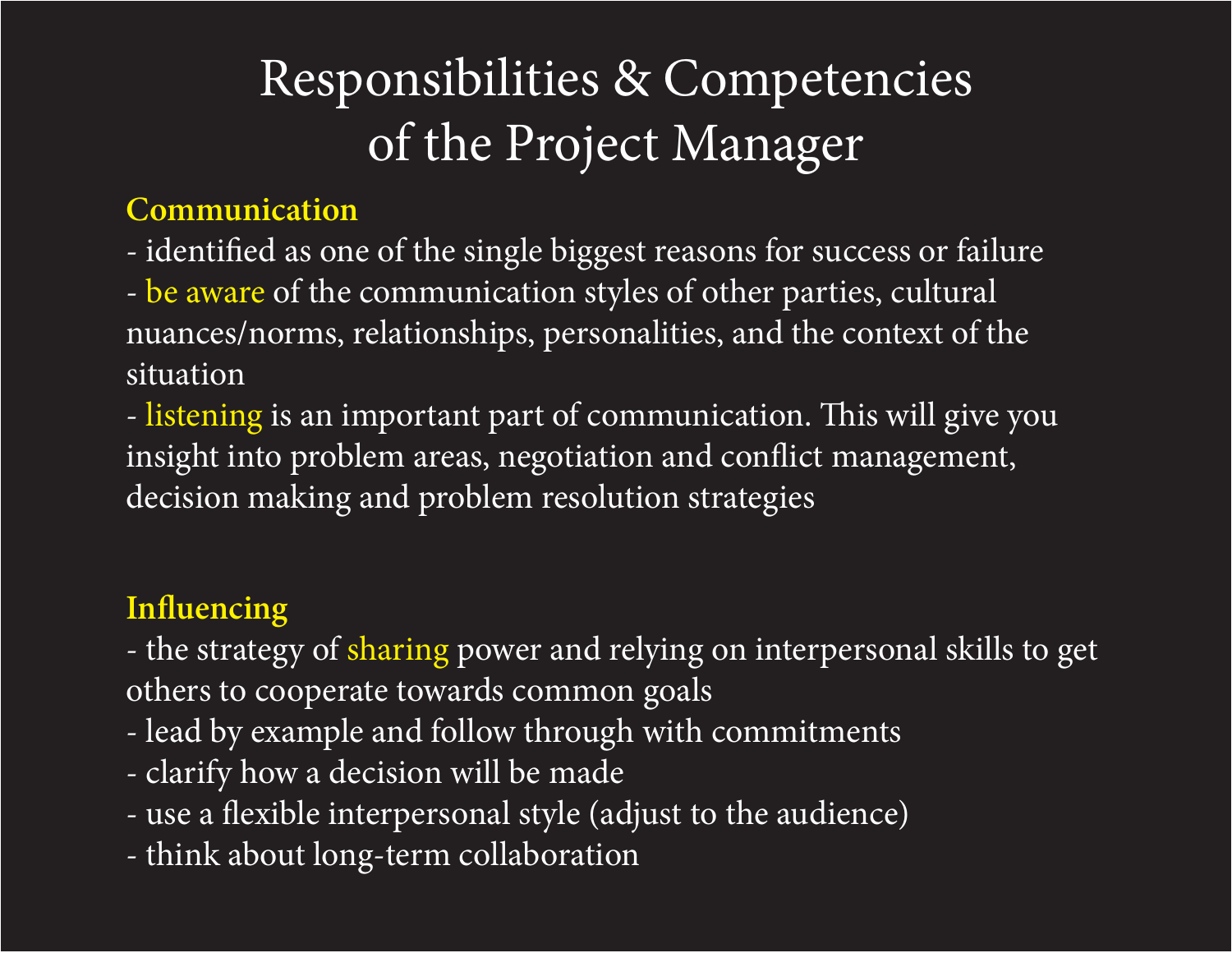# Responsibilities & Competencies of the Project Manager

**Communication**

- identified as one of the single biggest reasons for success or failure
- be aware of the communication styles of other parties, cultural nuances/norms, relationships, personalities, and the context of the situation
- listening is an important part of communication. This will give you insight into problem areas, negotiation and conflict management, decision making and problem resolution strategies

**Influencing**

- the strategy of sharing power and relying on interpersonal skills to get others to cooperate towards common goals
- lead by example and follow through with commitments
- clarify how a decision will be made
- use a flexible interpersonal style (adjust to the audience)
- think about long-term collaboration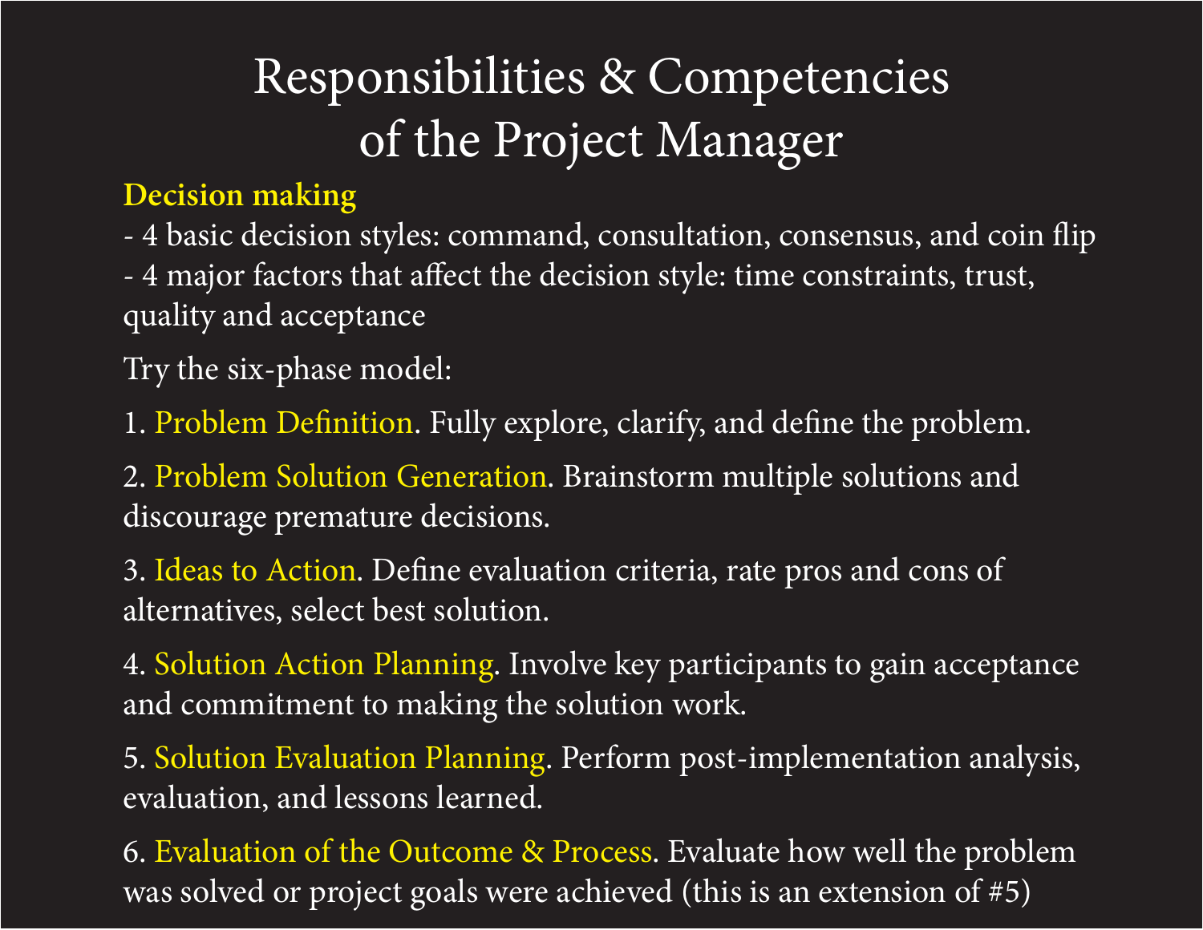# Responsibilities & Competencies of the Project Manager

**Decision making**

- 4 basic decision styles: command, consultation, consensus, and coin flip
- 4 major factors that affect the decision style: time constraints, trust, quality and acceptance

Try the six-phase model:

1. Problem Definition. Fully explore, clarify, and define the problem.
2. Problem Solution Generation. Brainstorm multiple solutions and discourage premature decisions.
3. Ideas to Action. Define evaluation criteria, rate pros and cons of alternatives, select best solution.
4. Solution Action Planning. Involve key participants to gain acceptance and commitment to making the solution work.
5. Solution Evaluation Planning. Perform post-implementation analysis, evaluation, and lessons learned.
6. Evaluation of the Outcome & Process. Evaluate how well the problem was solved or project goals were achieved (this is an extension of #5)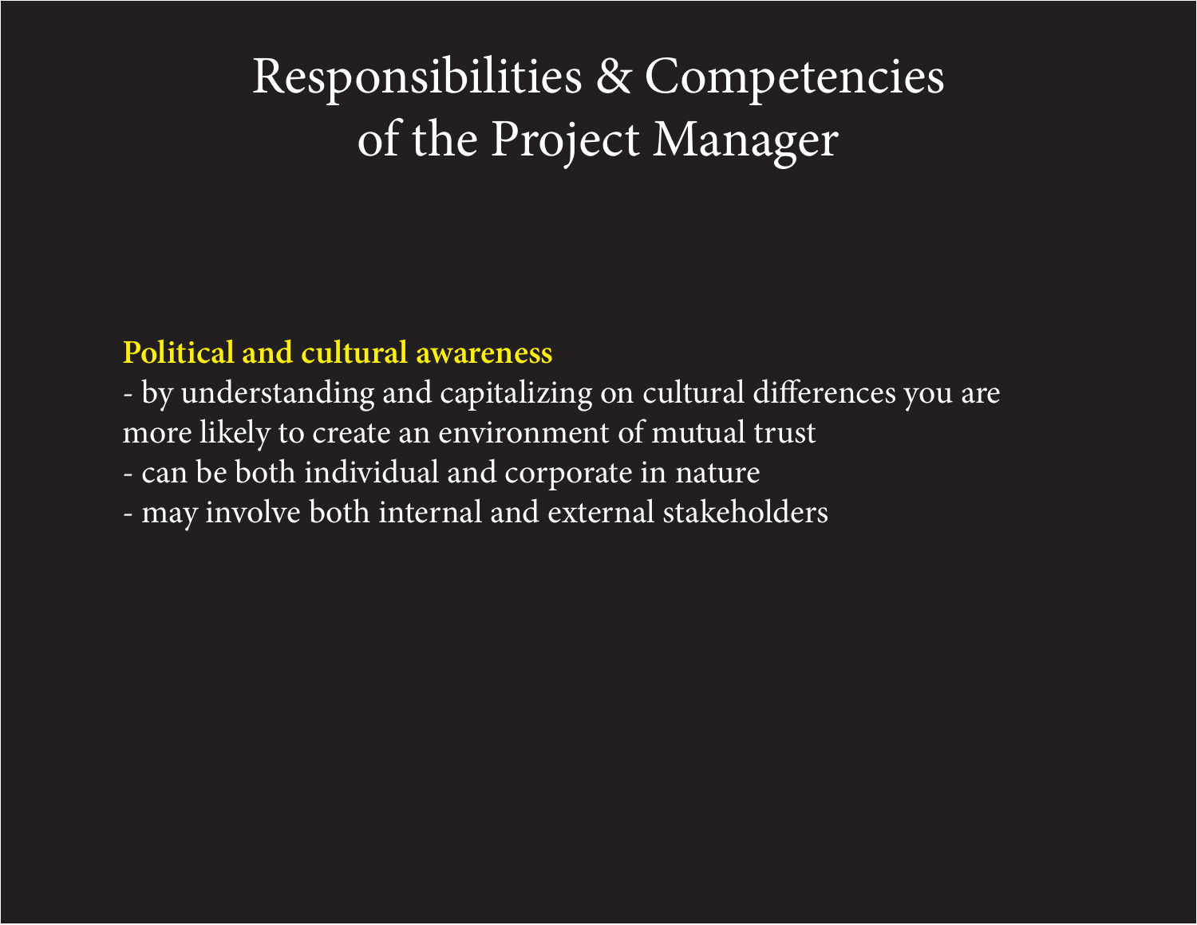# Responsibilities & Competencies of the Project Manager

**Political and cultural awareness**

- by understanding and capitalizing on cultural differences you are more likely to create an environment of mutual trust
- can be both individual and corporate in nature
- may involve both internal and external stakeholders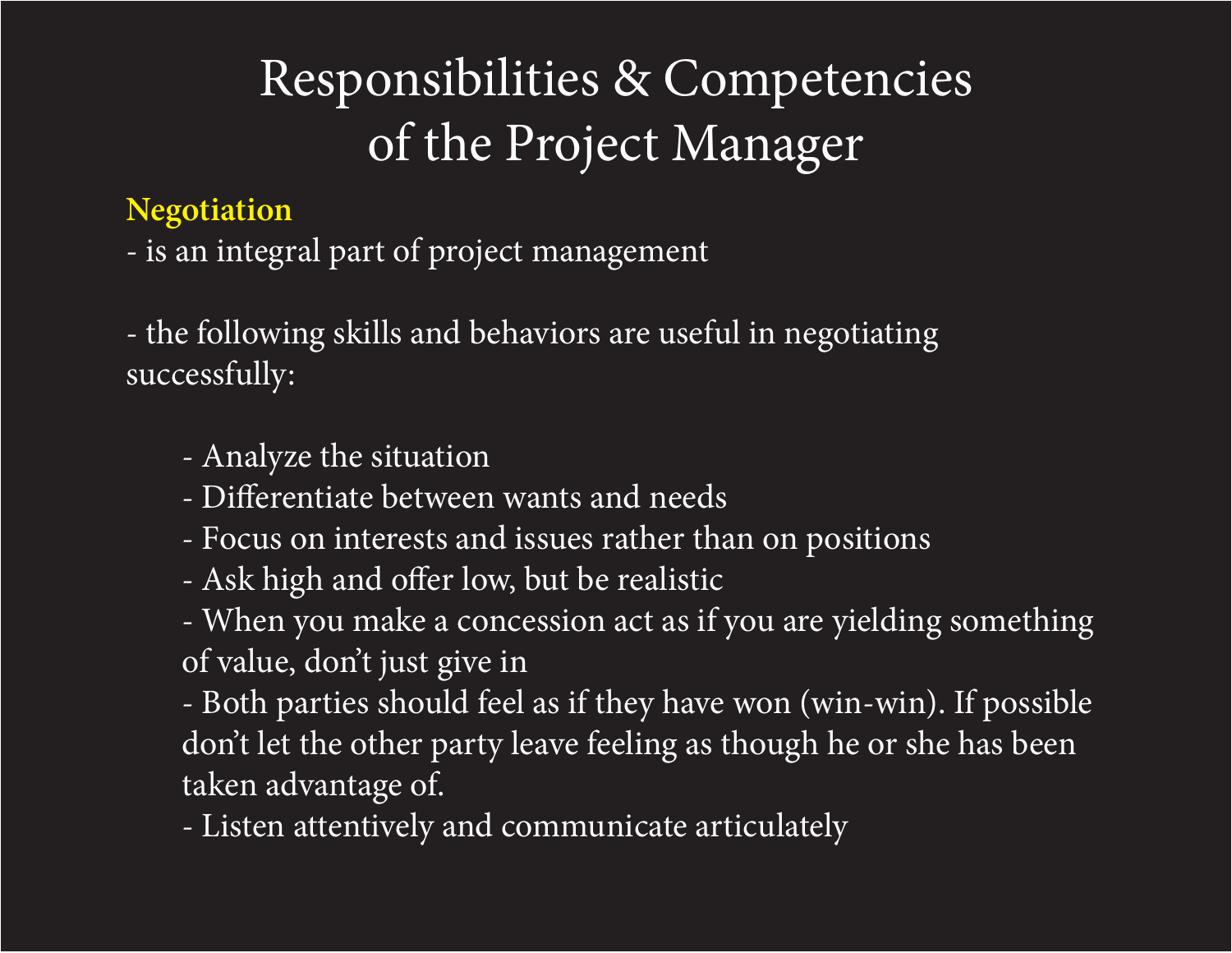# Responsibilities & Competencies of the Project Manager

**Negotiation**

- is an integral part of project management

- the following skills and behaviors are useful in negotiating successfully:

  - Analyze the situation
  - Differentiate between wants and needs
  - Focus on interests and issues rather than on positions
  - Ask high and offer low, but be realistic
  - When you make a concession act as if you are yielding something of value, don't just give in
  - Both parties should feel as if they have won (win-win). If possible don't let the other party leave feeling as though he or she has been taken advantage of.
  - Listen attentively and communicate articulately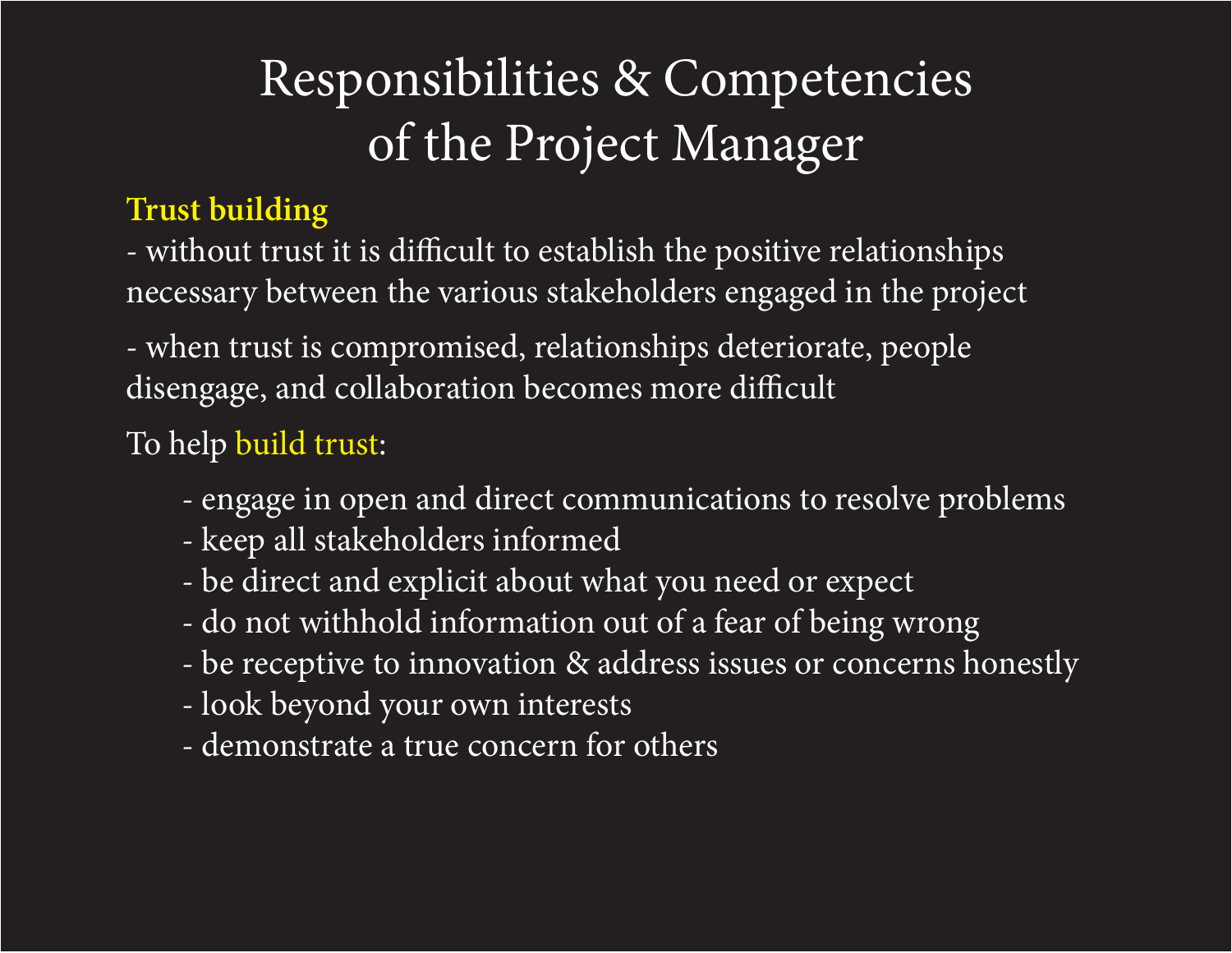# Responsibilities & Competencies of the Project Manager

**Trust building**

- without trust it is difficult to establish the positive relationships necessary between the various stakeholders engaged in the project
- when trust is compromised, relationships deteriorate, people disengage, and collaboration becomes more difficult

To help build trust:

- engage in open and direct communications to resolve problems
- keep all stakeholders informed
- be direct and explicit about what you need or expect
- do not withhold information out of a fear of being wrong
- be receptive to innovation & address issues or concerns honestly
- look beyond your own interests
- demonstrate a true concern for others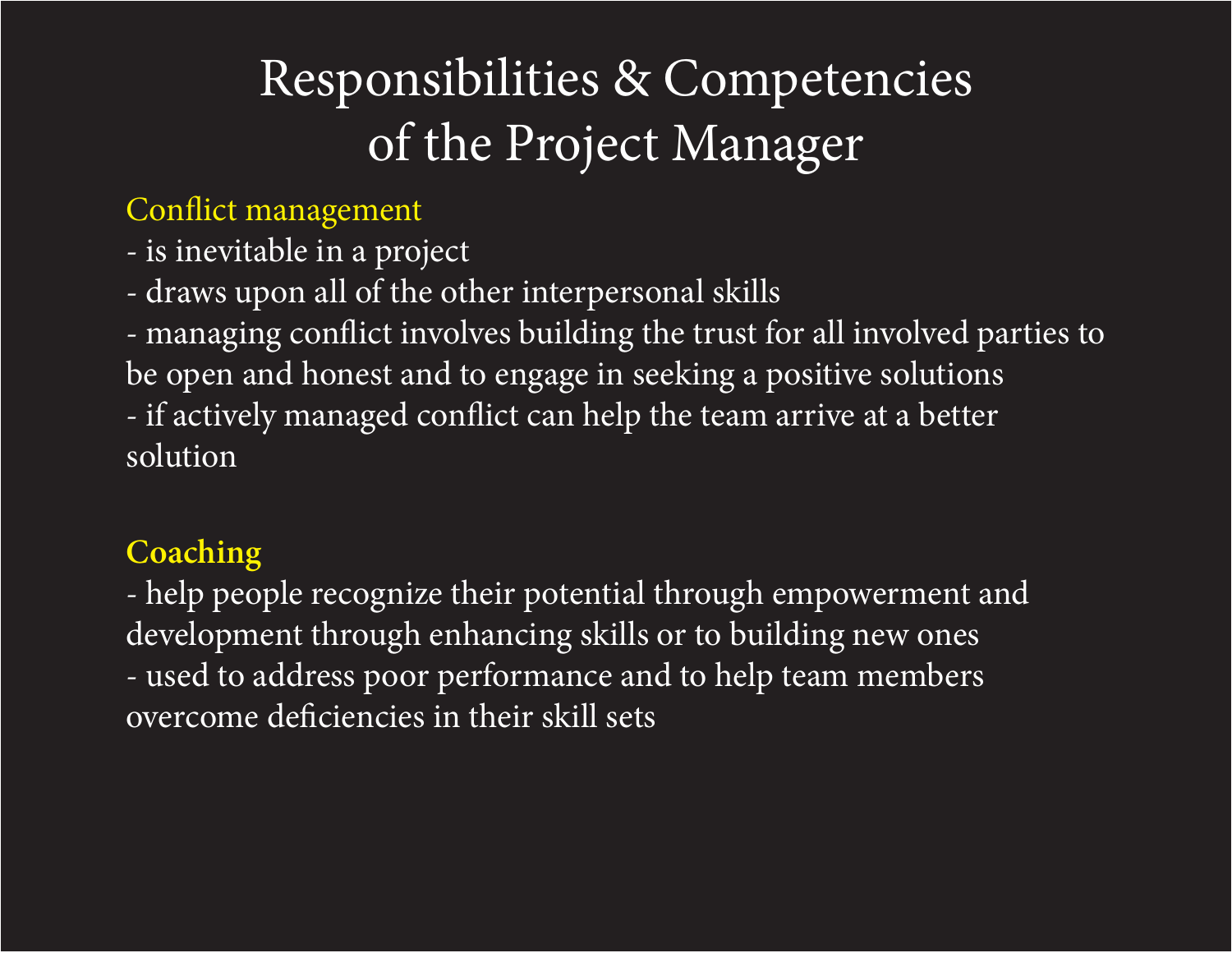# Responsibilities & Competencies of the Project Manager

Conflict management

- is inevitable in a project
- draws upon all of the other interpersonal skills
- managing conflict involves building the trust for all involved parties to be open and honest and to engage in seeking a positive solutions
- if actively managed conflict can help the team arrive at a better solution

**Coaching**

- help people recognize their potential through empowerment and development through enhancing skills or to building new ones
- used to address poor performance and to help team members overcome deficiencies in their skill sets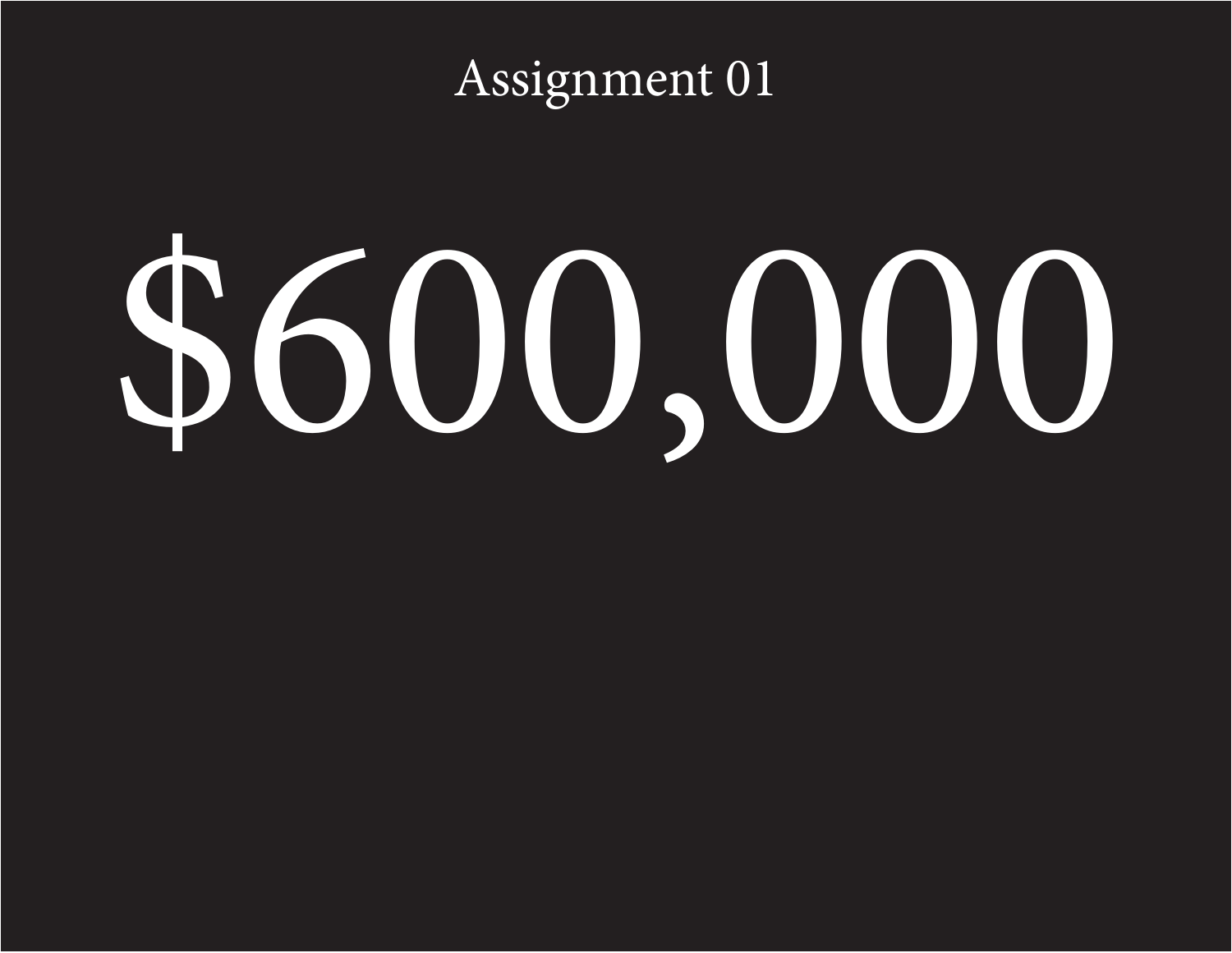# Assignment 01

# $600,000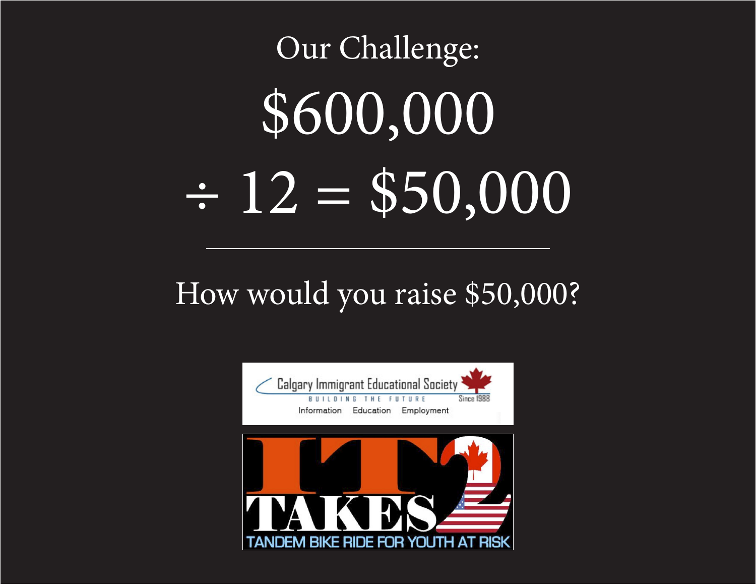# Our Challenge:

# $600,000

# ÷ 12 = $50,000

---

## How would you raise $50,000?

Calgary Immigrant Educational Society
BUILDING THE FUTURE
Since 1988
Information Education Employment

IT TAKES 2
TANDEM BIKE RIDE FOR YOUTH AT RISK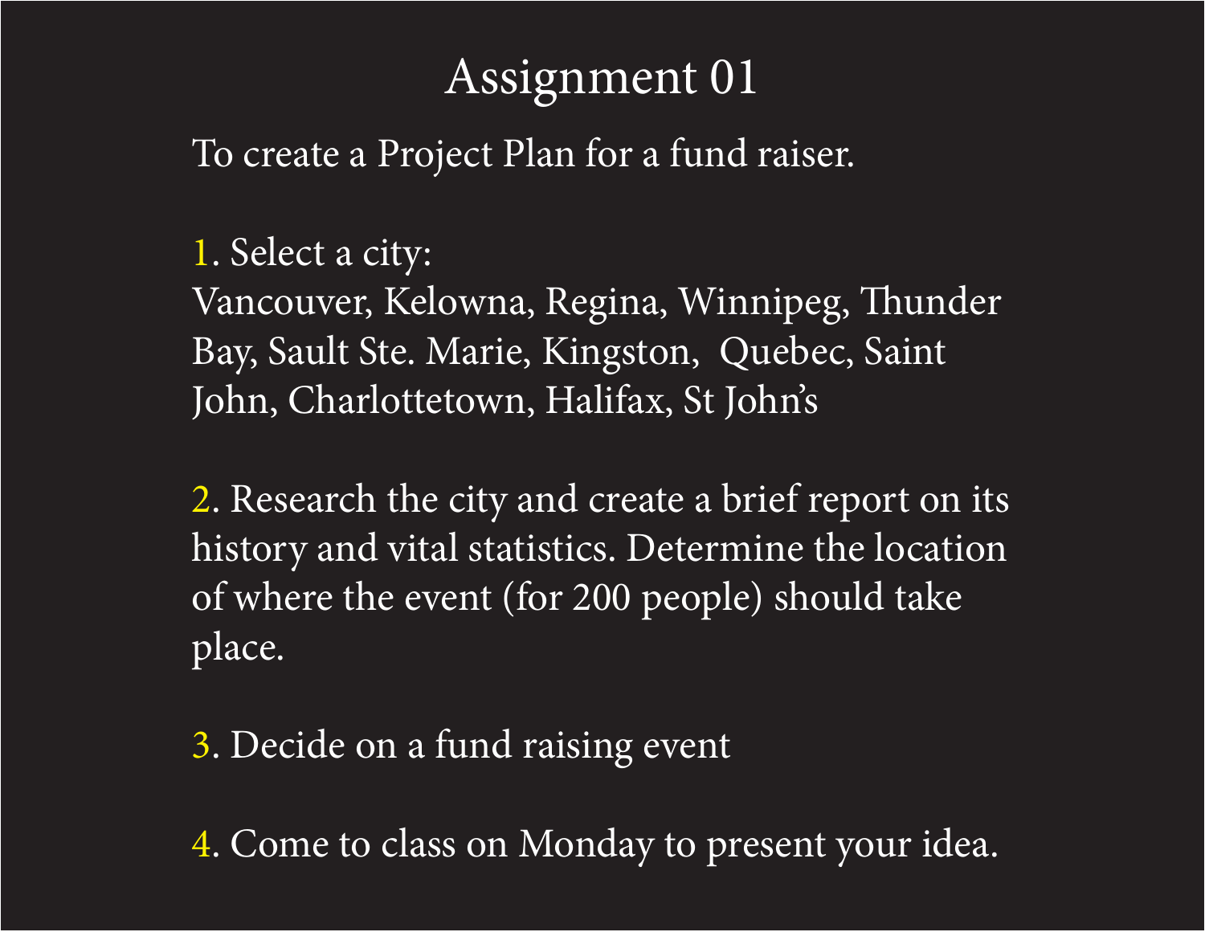# Assignment 01

To create a Project Plan for a fund raiser.

1. Select a city:
Vancouver, Kelowna, Regina, Winnipeg, Thunder Bay, Sault Ste. Marie, Kingston, Quebec, Saint John, Charlottetown, Halifax, St John's

2. Research the city and create a brief report on its history and vital statistics. Determine the location of where the event (for 200 people) should take place.

3. Decide on a fund raising event

4. Come to class on Monday to present your idea.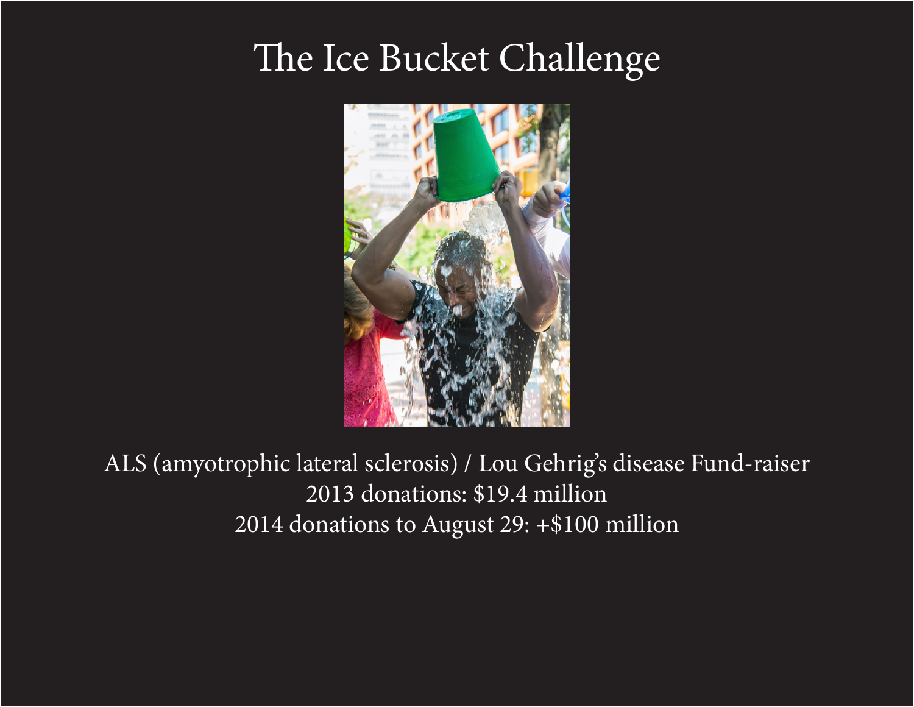# The Ice Bucket Challenge

ALS (amyotrophic lateral sclerosis) / Lou Gehrig's disease Fund-raiser
2013 donations: $19.4 million
2014 donations to August 29: +$100 million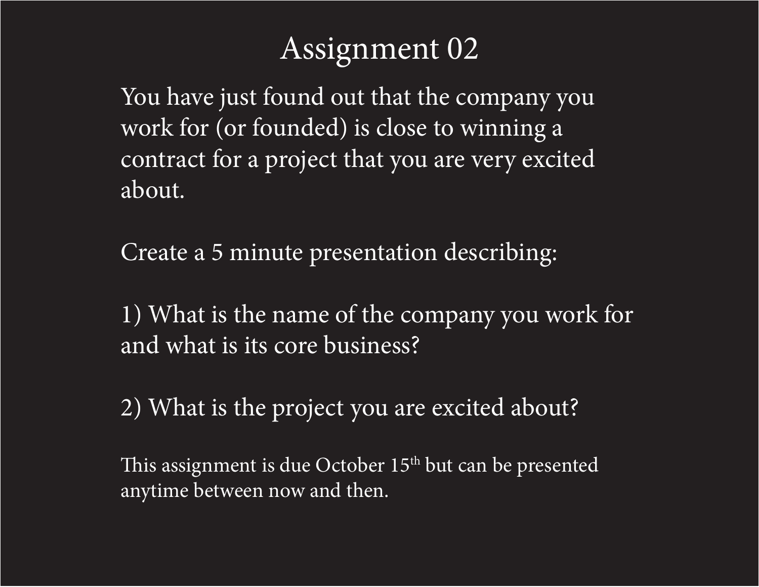# Assignment 02

You have just found out that the company you work for (or founded) is close to winning a contract for a project that you are very excited about.

Create a 5 minute presentation describing:

1) What is the name of the company you work for and what is its core business?

2) What is the project you are excited about?

This assignment is due October 15th but can be presented anytime between now and then.